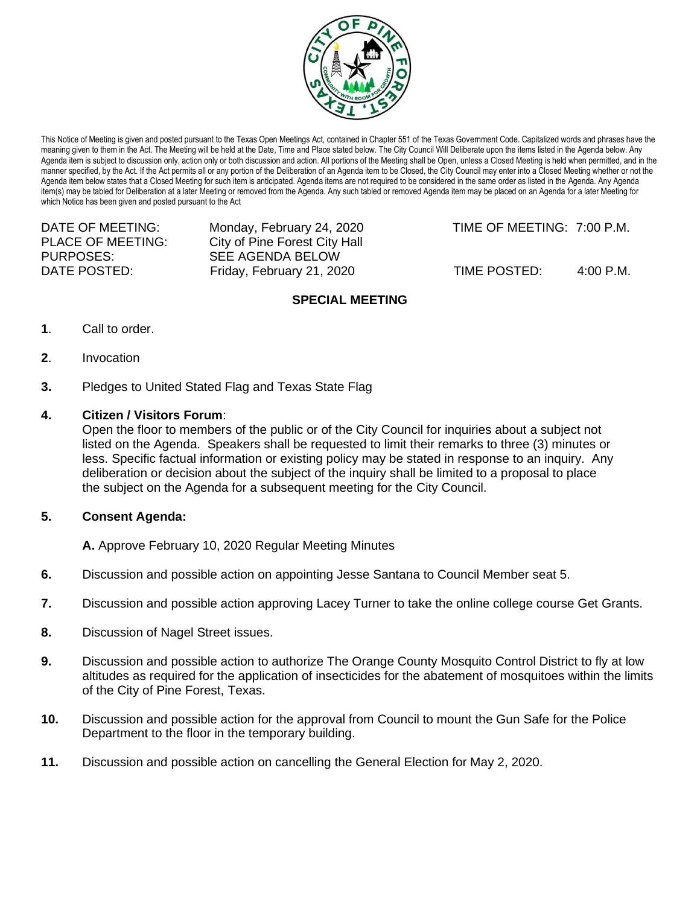This Notice of Meeting is given and posted pursuant to the Texas Open Meetings Act, contained in Chapter 551 of the Texas Government Code. Capitalized words and phrases have the meaning given to them in the Act. The Meeting will be held at the Date, Time and Place stated below. The City Council Will Deliberate upon the items listed in the Agenda below. Any Agenda item is subject to discussion only, action only or both discussion and action. All portions of the Meeting shall be Open, unless a Closed Meeting is held when permitted, and in the manner specified, by the Act. If the Act permits all or any portion of the Deliberation of an Agenda item to be Closed, the City Council may enter into a Closed Meeting whether or not the Agenda item below states that a Closed Meeting for such item is anticipated. Agenda items are not required to be considered in the same order as listed in the Agenda. Any Agenda item(s) may be tabled for Deliberation at a later Meeting or removed from the Agenda. Any such tabled or removed Agenda item may be placed on an Agenda for a later Meeting for which Notice has been given and posted pursuant to the Act

| | | | |
|---|---|---|---|
| DATE OF MEETING: | Monday, February 24, 2020 | TIME OF MEETING: | 7:00 P.M. |
| PLACE OF MEETING: | City of Pine Forest City Hall | | |
| PURPOSES: | SEE AGENDA BELOW | | |
| DATE POSTED: | Friday, February 21, 2020 | TIME POSTED: | 4:00 P.M. |

## SPECIAL MEETING

**1**. Call to order.

**2**. Invocation

**3.** Pledges to United Stated Flag and Texas State Flag

**4. Citizen / Visitors Forum**:
Open the floor to members of the public or of the City Council for inquiries about a subject not listed on the Agenda. Speakers shall be requested to limit their remarks to three (3) minutes or less. Specific factual information or existing policy may be stated in response to an inquiry. Any deliberation or decision about the subject of the inquiry shall be limited to a proposal to place the subject on the Agenda for a subsequent meeting for the City Council.

**5. Consent Agenda:**

**A.** Approve February 10, 2020 Regular Meeting Minutes

**6.** Discussion and possible action on appointing Jesse Santana to Council Member seat 5.

**7.** Discussion and possible action approving Lacey Turner to take the online college course Get Grants.

**8.** Discussion of Nagel Street issues.

**9.** Discussion and possible action to authorize The Orange County Mosquito Control District to fly at low altitudes as required for the application of insecticides for the abatement of mosquitoes within the limits of the City of Pine Forest, Texas.

**10.** Discussion and possible action for the approval from Council to mount the Gun Safe for the Police Department to the floor in the temporary building.

**11.** Discussion and possible action on cancelling the General Election for May 2, 2020.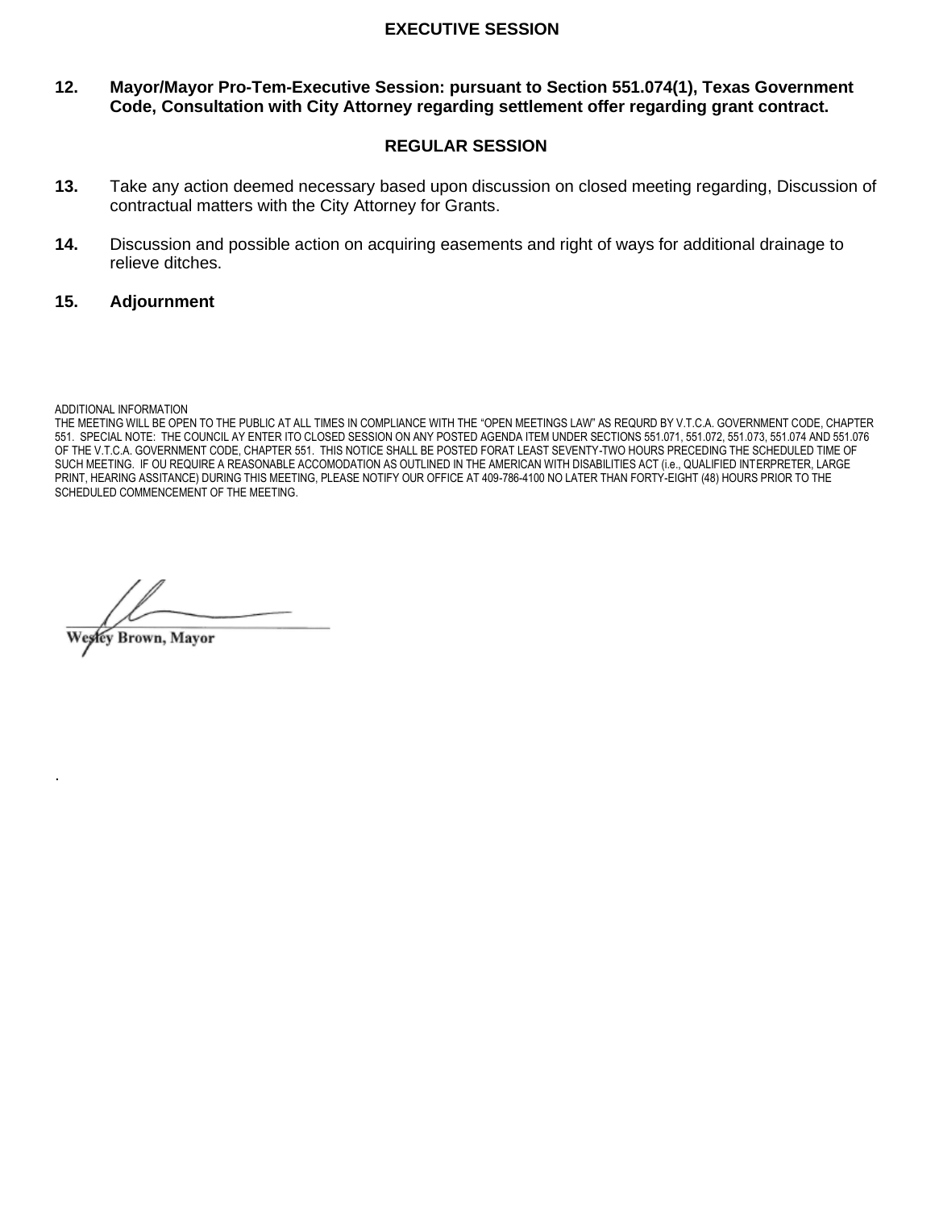## EXECUTIVE SESSION

**12. Mayor/Mayor Pro-Tem-Executive Session: pursuant to Section 551.074(1), Texas Government Code, Consultation with City Attorney regarding settlement offer regarding grant contract.**

## REGULAR SESSION

**13.** Take any action deemed necessary based upon discussion on closed meeting regarding, Discussion of contractual matters with the City Attorney for Grants.

**14.** Discussion and possible action on acquiring easements and right of ways for additional drainage to relieve ditches.

**15. Adjournment**

ADDITIONAL INFORMATION
THE MEETING WILL BE OPEN TO THE PUBLIC AT ALL TIMES IN COMPLIANCE WITH THE "OPEN MEETINGS LAW" AS REQURD BY V.T.C.A. GOVERNMENT CODE, CHAPTER 551. SPECIAL NOTE: THE COUNCIL AY ENTER ITO CLOSED SESSION ON ANY POSTED AGENDA ITEM UNDER SECTIONS 551.071, 551.072, 551.073, 551.074 AND 551.076 OF THE V.T.C.A. GOVERNMENT CODE, CHAPTER 551. THIS NOTICE SHALL BE POSTED FORAT LEAST SEVENTY-TWO HOURS PRECEDING THE SCHEDULED TIME OF SUCH MEETING. IF OU REQUIRE A REASONABLE ACCOMODATION AS OUTLINED IN THE AMERICAN WITH DISABILITIES ACT (i.e., QUALIFIED INTERPRETER, LARGE PRINT, HEARING ASSITANCE) DURING THIS MEETING, PLEASE NOTIFY OUR OFFICE AT 409-786-4100 NO LATER THAN FORTY-EIGHT (48) HOURS PRIOR TO THE SCHEDULED COMMENCEMENT OF THE MEETING.

Wesley Brown, Mayor

.